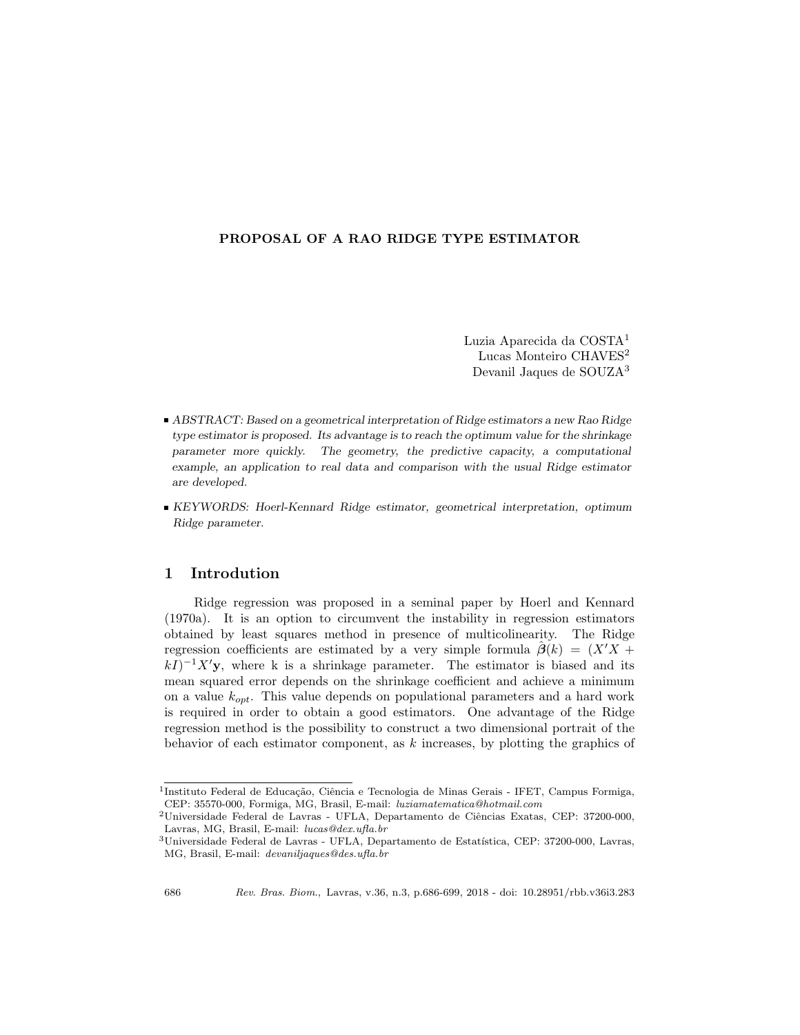# PROPOSAL OF A RAO RIDGE TYPE ESTIMATOR

Luzia Aparecida da COSTA[1]
Lucas Monteiro CHAVES[2]
Devanil Jaques de SOUZA[3]

- *ABSTRACT: Based on a geometrical interpretation of Ridge estimators a new Rao Ridge type estimator is proposed. Its advantage is to reach the optimum value for the shrinkage parameter more quickly. The geometry, the predictive capacity, a computational example, an application to real data and comparison with the usual Ridge estimator are developed.*
- *KEYWORDS: Hoerl-Kennard Ridge estimator, geometrical interpretation, optimum Ridge parameter.*

## 1 Introdution

Ridge regression was proposed in a seminal paper by Hoerl and Kennard (1970a). It is an option to circumvent the instability in regression estimators obtained by least squares method in presence of multicolinearity. The Ridge regression coefficients are estimated by a very simple formula $\hat{\boldsymbol{\beta}}(k) = (X'X + kI)^{-1}X'\mathbf{y}$, where k is a shrinkage parameter. The estimator is biased and its mean squared error depends on the shrinkage coefficient and achieve a minimum on a value $k_{opt}$. This value depends on populational parameters and a hard work is required in order to obtain a good estimators. One advantage of the Ridge regression method is the possibility to construct a two dimensional portrait of the behavior of each estimator component, as $k$ increases, by plotting the graphics of

[1]Instituto Federal de Educação, Ciência e Tecnologia de Minas Gerais - IFET, Campus Formiga, CEP: 35570-000, Formiga, MG, Brasil, E-mail: *luziamatematica@hotmail.com*

[2]Universidade Federal de Lavras - UFLA, Departamento de Ciências Exatas, CEP: 37200-000, Lavras, MG, Brasil, E-mail: *lucas@dex.ufla.br*

[3]Universidade Federal de Lavras - UFLA, Departamento de Estatística, CEP: 37200-000, Lavras, MG, Brasil, E-mail: *devaniljaques@des.ufla.br*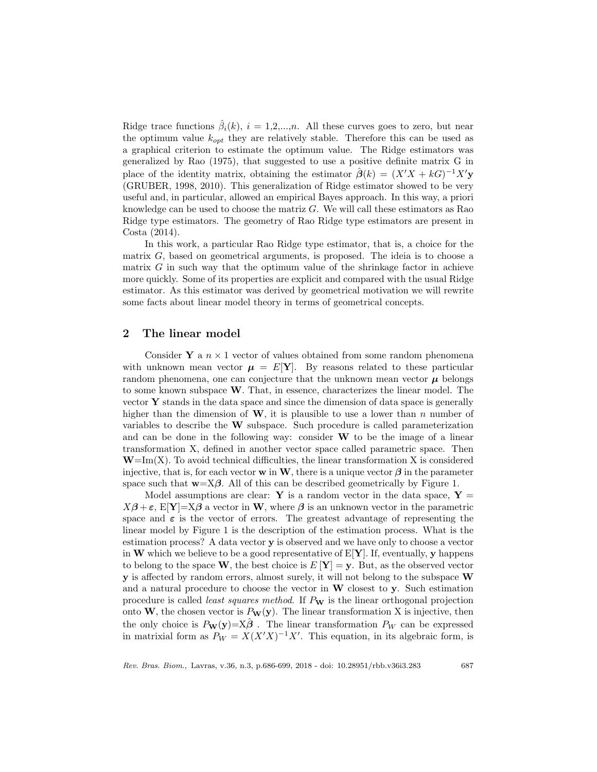Ridge trace functions $\hat{\beta}_i(k)$, $i$ = 1,2,...,$n$. All these curves goes to zero, but near the optimum value $k_{opt}$ they are relatively stable. Therefore this can be used as a graphical criterion to estimate the optimum value. The Ridge estimators was generalized by Rao (1975), that suggested to use a positive definite matrix G in place of the identity matrix, obtaining the estimator $\hat{\boldsymbol{\beta}}(k) = (X'X + kG)^{-1}X'\mathbf{y}$ (GRUBER, 1998, 2010). This generalization of Ridge estimator showed to be very useful and, in particular, allowed an empirical Bayes approach. In this way, a priori knowledge can be used to choose the matriz $G$. We will call these estimators as Rao Ridge type estimators. The geometry of Rao Ridge type estimators are present in Costa (2014).

In this work, a particular Rao Ridge type estimator, that is, a choice for the matrix $G$, based on geometrical arguments, is proposed. The ideia is to choose a matrix $G$ in such way that the optimum value of the shrinkage factor in achieve more quickly. Some of its properties are explicit and compared with the usual Ridge estimator. As this estimator was derived by geometrical motivation we will rewrite some facts about linear model theory in terms of geometrical concepts.

## 2 The linear model

Consider $\mathbf{Y}$ a $n \times 1$ vector of values obtained from some random phenomena with unknown mean vector $\boldsymbol{\mu} = E[\mathbf{Y}]$. By reasons related to these particular random phenomena, one can conjecture that the unknown mean vector $\boldsymbol{\mu}$ belongs to some known subspace $\mathbf{W}$. That, in essence, characterizes the linear model. The vector $\mathbf{Y}$ stands in the data space and since the dimension of data space is generally higher than the dimension of $\mathbf{W}$, it is plausible to use a lower than $n$ number of variables to describe the $\mathbf{W}$ subspace. Such procedure is called parameterization and can be done in the following way: consider $\mathbf{W}$ to be the image of a linear transformation X, defined in another vector space called parametric space. Then $\mathbf{W}$=Im(X). To avoid technical difficulties, the linear transformation X is considered injective, that is, for each vector $\mathbf{w}$ in $\mathbf{W}$, there is a unique vector $\boldsymbol{\beta}$ in the parameter space such that $\mathbf{w}$=X$\boldsymbol{\beta}$. All of this can be described geometrically by Figure 1.

Model assumptions are clear: $\mathbf{Y}$ is a random vector in the data space, $\mathbf{Y} = X\boldsymbol{\beta} + \boldsymbol{\varepsilon}$, E[$\mathbf{Y}$]=X$\boldsymbol{\beta}$ a vector in $\mathbf{W}$, where $\boldsymbol{\beta}$ is an unknown vector in the parametric space and $\boldsymbol{\varepsilon}$ is the vector of errors. The greatest advantage of representing the linear model by Figure 1 is the description of the estimation process. What is the estimation process? A data vector $\mathbf{y}$ is observed and we have only to choose a vector in $\mathbf{W}$ which we believe to be a good representative of E[$\mathbf{Y}$]. If, eventually, $\mathbf{y}$ happens to belong to the space $\mathbf{W}$, the best choice is $E[\mathbf{Y}] = \mathbf{y}$. But, as the observed vector $\mathbf{y}$ is affected by random errors, almost surely, it will not belong to the subspace $\mathbf{W}$ and a natural procedure to choose the vector in $\mathbf{W}$ closest to $\mathbf{y}$. Such estimation procedure is called *least squares method*. If $P_{\mathbf{W}}$ is the linear orthogonal projection onto $\mathbf{W}$, the chosen vector is $P_{\mathbf{W}}(\mathbf{y})$. The linear transformation X is injective, then the only choice is $P_{\mathbf{W}}(\mathbf{y})$=X$\hat{\boldsymbol{\beta}}$ . The linear transformation $P_W$ can be expressed in matrixial form as $P_W = X(X'X)^{-1}X'$. This equation, in its algebraic form, is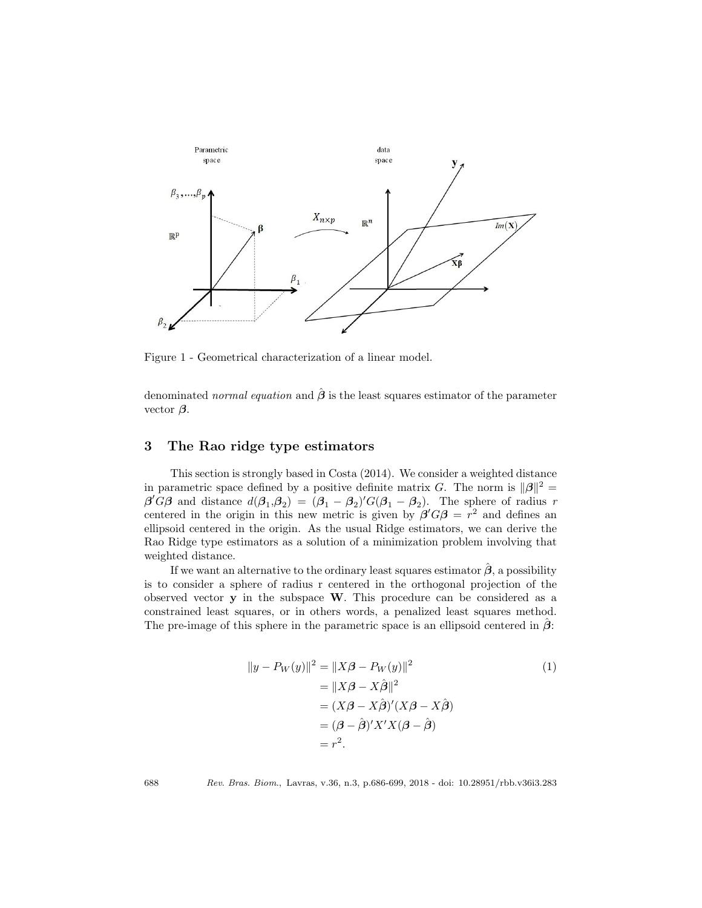Figure 1 - Geometrical characterization of a linear model.

denominated *normal equation* and $\hat{\boldsymbol{\beta}}$ is the least squares estimator of the parameter vector $\boldsymbol{\beta}$.

## 3 The Rao ridge type estimators

This section is strongly based in Costa (2014). We consider a weighted distance in parametric space defined by a positive definite matrix $G$. The norm is $\|\boldsymbol{\beta}\|^2 = \boldsymbol{\beta}' G \boldsymbol{\beta}$ and distance $d(\boldsymbol{\beta}_1,\boldsymbol{\beta}_2) = (\boldsymbol{\beta}_1 - \boldsymbol{\beta}_2)' G (\boldsymbol{\beta}_1 - \boldsymbol{\beta}_2)$. The sphere of radius $r$ centered in the origin in this new metric is given by $\boldsymbol{\beta}' G \boldsymbol{\beta} = r^2$ and defines an ellipsoid centered in the origin. As the usual Ridge estimators, we can derive the Rao Ridge type estimators as a solution of a minimization problem involving that weighted distance.

If we want an alternative to the ordinary least squares estimator $\hat{\boldsymbol{\beta}}$, a possibility is to consider a sphere of radius r centered in the orthogonal projection of the observed vector $\mathbf{y}$ in the subspace $\mathbf{W}$. This procedure can be considered as a constrained least squares, or in others words, a penalized least squares method. The pre-image of this sphere in the parametric space is an ellipsoid centered in $\hat{\boldsymbol{\beta}}$:

$$
\begin{aligned}
\|y - P_W(y)\|^2 &= \|X\boldsymbol{\beta} - P_W(y)\|^2 \\
&= \|X\boldsymbol{\beta} - X\hat{\boldsymbol{\beta}}\|^2 \\
&= (X\boldsymbol{\beta} - X\hat{\boldsymbol{\beta}})'(X\boldsymbol{\beta} - X\hat{\boldsymbol{\beta}}) \\
&= (\boldsymbol{\beta} - \hat{\boldsymbol{\beta}})' X' X (\boldsymbol{\beta} - \hat{\boldsymbol{\beta}}) \\
&= r^2.
\end{aligned} \tag{1}
$$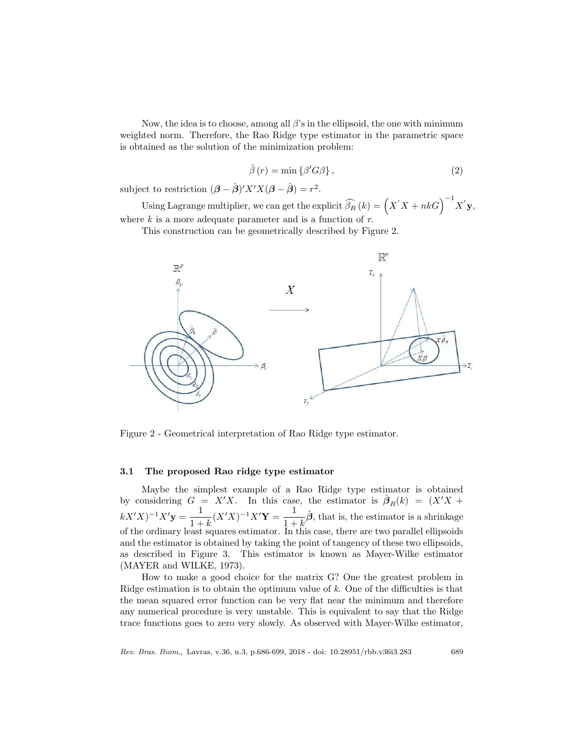Now, the idea is to choose, among all $\beta$'s in the ellipsoid, the one with minimum weighted norm. Therefore, the Rao Ridge type estimator in the parametric space is obtained as the solution of the minimization problem:

$$\hat{\beta}(r) = \min\{\beta' G \beta\}, \tag{2}$$

subject to restriction $(\boldsymbol{\beta} - \hat{\boldsymbol{\beta}})' X' X (\boldsymbol{\beta} - \hat{\boldsymbol{\beta}}) = r^2$.

Using Lagrange multiplier, we can get the explicit $\widehat{\beta_R}(k) = \left(X'X + nkG\right)^{-1} X'\mathbf{y}$, where $k$ is a more adequate parameter and is a function of $r$.

This construction can be geometrically described by Figure 2.

Figure 2 - Geometrical interpretation of Rao Ridge type estimator.

### 3.1 The proposed Rao ridge type estimator

Maybe the simplest example of a Rao Ridge type estimator is obtained by considering $G = X'X$. In this case, the estimator is $\hat{\boldsymbol{\beta}}_R(k) = (X'X + kX'X)^{-1}X'\mathbf{y} = \dfrac{1}{1+k}(X'X)^{-1}X'\mathbf{Y} = \dfrac{1}{1+k}\hat{\boldsymbol{\beta}}$, that is, the estimator is a shrinkage of the ordinary least squares estimator. In this case, there are two parallel ellipsoids and the estimator is obtained by taking the point of tangency of these two ellipsoids, as described in Figure 3. This estimator is known as Mayer-Wilke estimator (MAYER and WILKE, 1973).

How to make a good choice for the matrix G? One the greatest problem in Ridge estimation is to obtain the optimum value of $k$. One of the difficulties is that the mean squared error function can be very flat near the minimum and therefore any numerical procedure is very unstable. This is equivalent to say that the Ridge trace functions goes to zero very slowly. As observed with Mayer-Wilke estimator,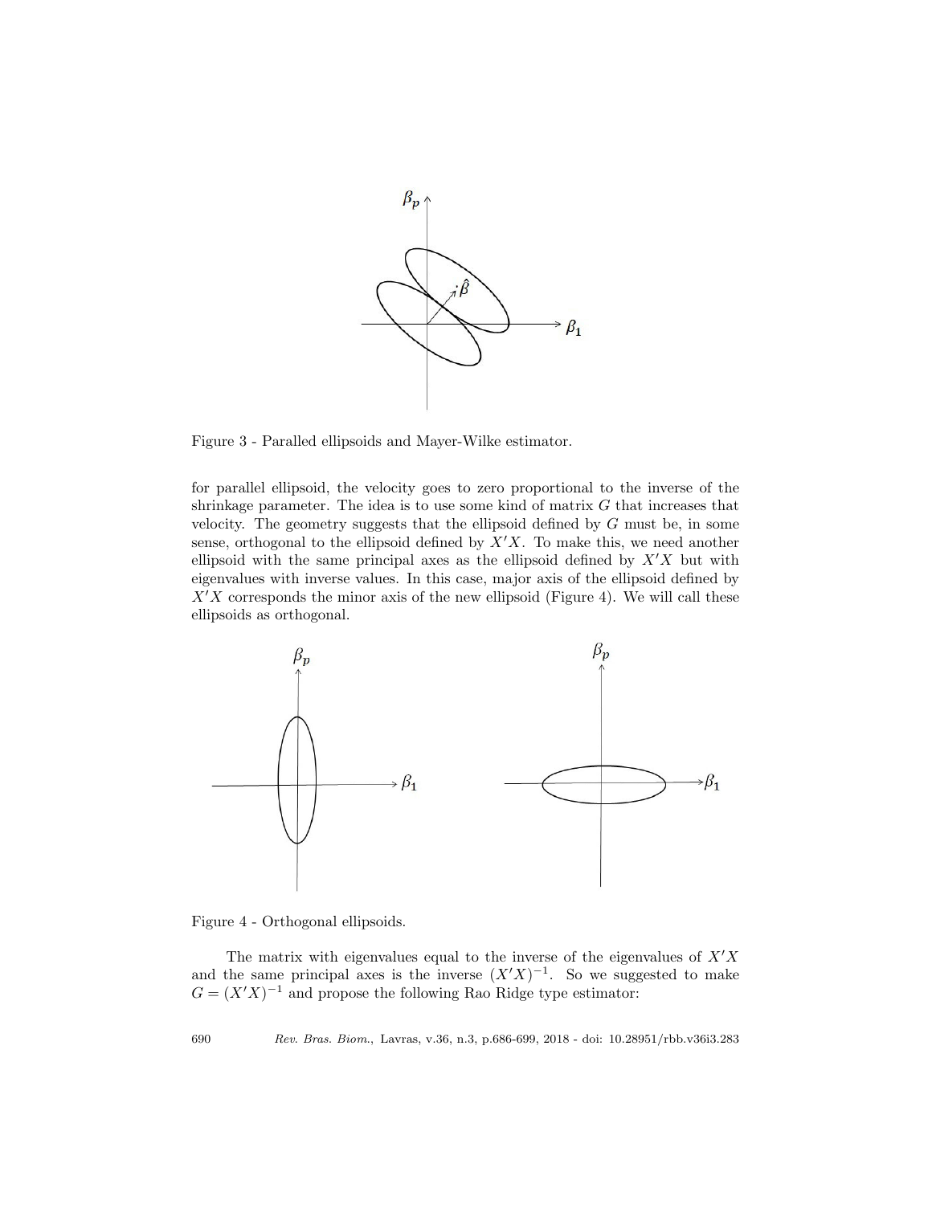Figure 3 - Paralled ellipsoids and Mayer-Wilke estimator.

for parallel ellipsoid, the velocity goes to zero proportional to the inverse of the shrinkage parameter. The idea is to use some kind of matrix $G$ that increases that velocity. The geometry suggests that the ellipsoid defined by $G$ must be, in some sense, orthogonal to the ellipsoid defined by $X'X$. To make this, we need another ellipsoid with the same principal axes as the ellipsoid defined by $X'X$ but with eigenvalues with inverse values. In this case, major axis of the ellipsoid defined by $X'X$ corresponds the minor axis of the new ellipsoid (Figure 4). We will call these ellipsoids as orthogonal.

Figure 4 - Orthogonal ellipsoids.

The matrix with eigenvalues equal to the inverse of the eigenvalues of $X'X$ and the same principal axes is the inverse $(X'X)^{-1}$. So we suggested to make $G = (X'X)^{-1}$ and propose the following Rao Ridge type estimator: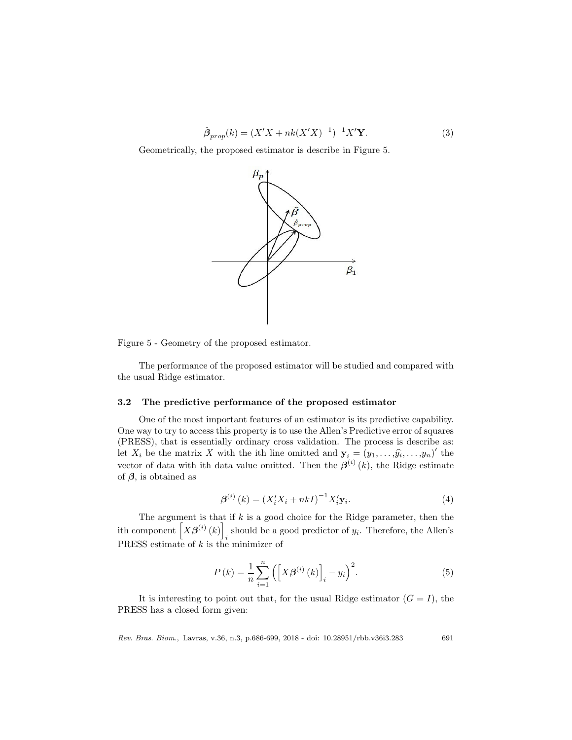$$\hat{\boldsymbol{\beta}}_{prop}(k) = (X'X + nk(X'X)^{-1})^{-1}X'\mathbf{Y}. \tag{3}$$

Geometrically, the proposed estimator is describe in Figure 5.

Figure 5 - Geometry of the proposed estimator.

The performance of the proposed estimator will be studied and compared with the usual Ridge estimator.

### 3.2 The predictive performance of the proposed estimator

One of the most important features of an estimator is its predictive capability. One way to try to access this property is to use the Allen's Predictive error of squares (PRESS), that is essentially ordinary cross validation. The process is describe as: let $X_i$ be the matrix $X$ with the ith line omitted and $\mathbf{y}_i = (y_1, \ldots, \widehat{y_i}, \ldots, y_n)'$ the vector of data with ith data value omitted. Then the $\boldsymbol{\beta}^{(i)}(k)$, the Ridge estimate of $\boldsymbol{\beta}$, is obtained as

$$\boldsymbol{\beta}^{(i)}(k) = \left(X_i'X_i + nkI\right)^{-1} X_i'\mathbf{y}_i. \tag{4}$$

The argument is that if $k$ is a good choice for the Ridge parameter, then the ith component $\left[X\boldsymbol{\beta}^{(i)}(k)\right]_i$ should be a good predictor of $y_i$. Therefore, the Allen's PRESS estimate of $k$ is the minimizer of

$$P(k) = \frac{1}{n}\sum_{i=1}^{n}\left(\left[X\boldsymbol{\beta}^{(i)}(k)\right]_i - y_i\right)^2. \tag{5}$$

It is interesting to point out that, for the usual Ridge estimator ($G = I$), the PRESS has a closed form given: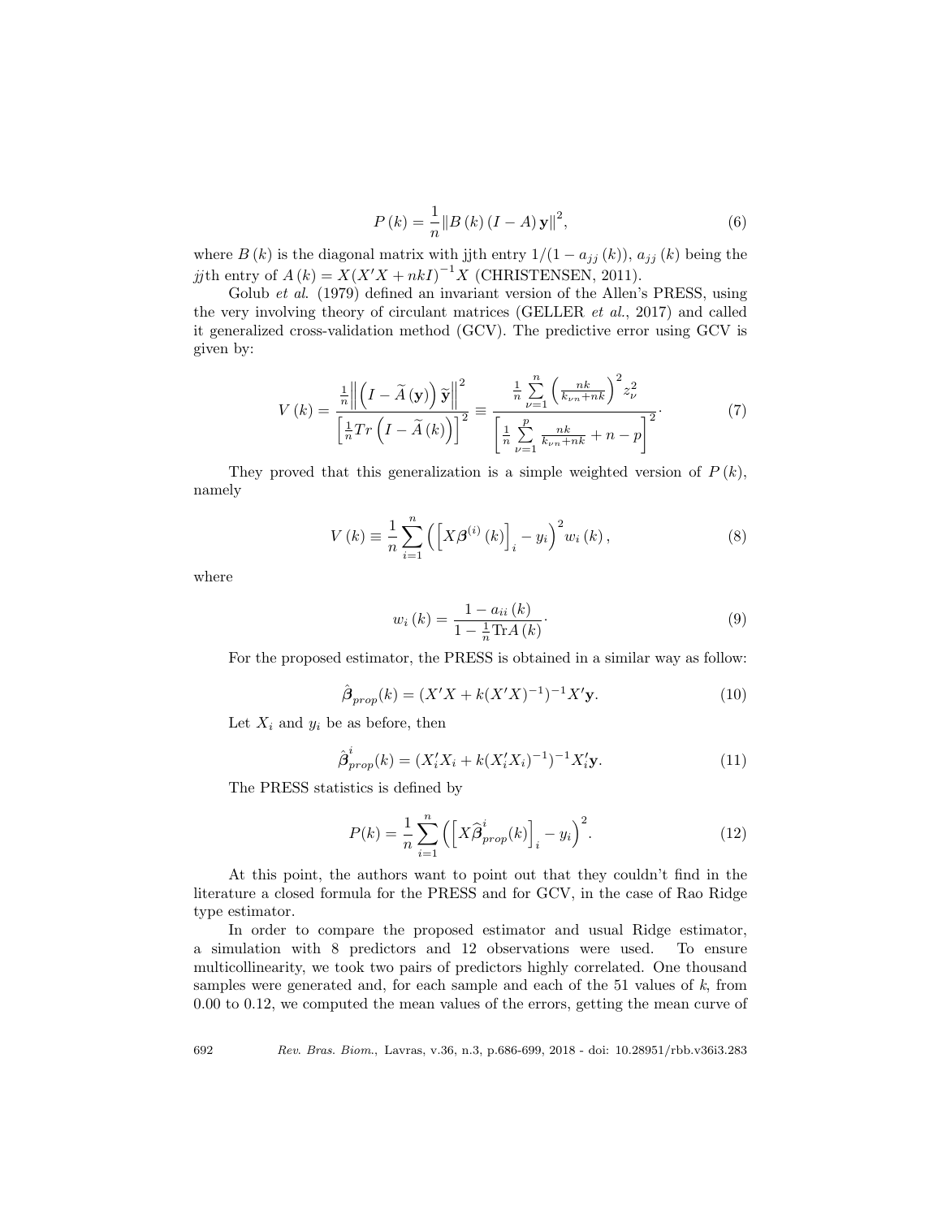$$P\left(k\right)=\frac{1}{n}\left\|B\left(k\right)\left(I-A\right)\mathbf{y}\right\|^{2}, \tag{6}$$

where $B\left(k\right)$ is the diagonal matrix with jjth entry $1/(1-a_{jj}\left(k\right))$, $a_{jj}\left(k\right)$ being the $jj$th entry of $A\left(k\right)=X\left(X'X+nkI\right)^{-1}X$ (CHRISTENSEN, 2011).

Golub *et al.* (1979) defined an invariant version of the Allen's PRESS, using the very involving theory of circulant matrices (GELLER *et al.*, 2017) and called it generalized cross-validation method (GCV). The predictive error using GCV is given by:

$$V\left(k\right)=\frac{\frac{1}{n}\left\|\left(I-\widetilde{A}\left(\mathbf{y}\right)\right)\widetilde{\mathbf{y}}\right\|^{2}}{\left[\frac{1}{n}Tr\left(I-\widetilde{A}\left(k\right)\right)\right]^{2}}\equiv\frac{\frac{1}{n}\sum\limits_{\nu=1}^{n}\left(\frac{nk}{k_{\nu n}+nk}\right)^{2}z_{\nu}^{2}}{\left[\frac{1}{n}\sum\limits_{\nu=1}^{p}\frac{nk}{k_{\nu n}+nk}+n-p\right]^{2}}. \tag{7}$$

They proved that this generalization is a simple weighted version of $P\left(k\right)$, namely

$$V\left(k\right)\equiv\frac{1}{n}\sum_{i=1}^{n}\left(\left[X\boldsymbol{\beta}^{(i)}\left(k\right)\right]_{i}-y_{i}\right)^{2}w_{i}\left(k\right), \tag{8}$$

where

$$w_{i}\left(k\right)=\frac{1-a_{ii}\left(k\right)}{1-\frac{1}{n}\mathrm{Tr}A\left(k\right)}. \tag{9}$$

For the proposed estimator, the PRESS is obtained in a similar way as follow:

$$\hat{\boldsymbol{\beta}}_{prop}(k)=(X'X+k(X'X)^{-1})^{-1}X'\mathbf{y}. \tag{10}$$

Let $X_i$ and $y_i$ be as before, then

$$\hat{\boldsymbol{\beta}}_{prop}^{i}(k)=(X_i'X_i+k(X_i'X_i)^{-1})^{-1}X_i'\mathbf{y}. \tag{11}$$

The PRESS statistics is defined by

$$P(k)=\frac{1}{n}\sum_{i=1}^{n}\left(\left[X\widehat{\boldsymbol{\beta}}_{prop}^{i}(k)\right]_{i}-y_{i}\right)^{2}. \tag{12}$$

At this point, the authors want to point out that they couldn't find in the literature a closed formula for the PRESS and for GCV, in the case of Rao Ridge type estimator.

In order to compare the proposed estimator and usual Ridge estimator, a simulation with 8 predictors and 12 observations were used. To ensure multicollinearity, we took two pairs of predictors highly correlated. One thousand samples were generated and, for each sample and each of the 51 values of *k*, from 0.00 to 0.12, we computed the mean values of the errors, getting the mean curve of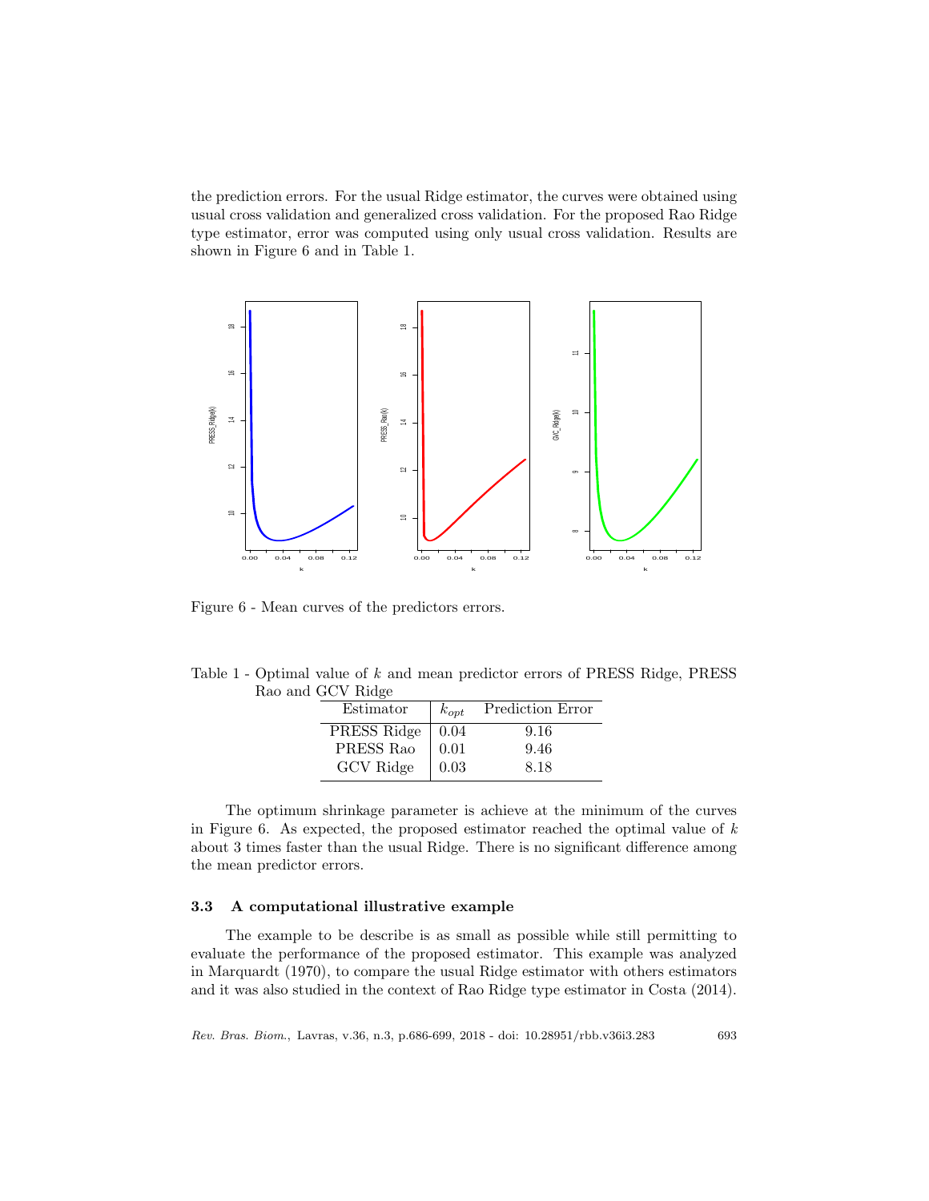the prediction errors. For the usual Ridge estimator, the curves were obtained using usual cross validation and generalized cross validation. For the proposed Rao Ridge type estimator, error was computed using only usual cross validation. Results are shown in Figure 6 and in Table 1.

Figure 6 - Mean curves of the predictors errors.

Table 1 - Optimal value of $k$ and mean predictor errors of PRESS Ridge, PRESS Rao and GCV Ridge

| Estimator | $k_{opt}$ | Prediction Error |
|---|---|---|
| PRESS Ridge | 0.04 | 9.16 |
| PRESS Rao | 0.01 | 9.46 |
| GCV Ridge | 0.03 | 8.18 |

The optimum shrinkage parameter is achieve at the minimum of the curves in Figure 6. As expected, the proposed estimator reached the optimal value of $k$ about 3 times faster than the usual Ridge. There is no significant difference among the mean predictor errors.

### 3.3 A computational illustrative example

The example to be describe is as small as possible while still permitting to evaluate the performance of the proposed estimator. This example was analyzed in Marquardt (1970), to compare the usual Ridge estimator with others estimators and it was also studied in the context of Rao Ridge type estimator in Costa (2014).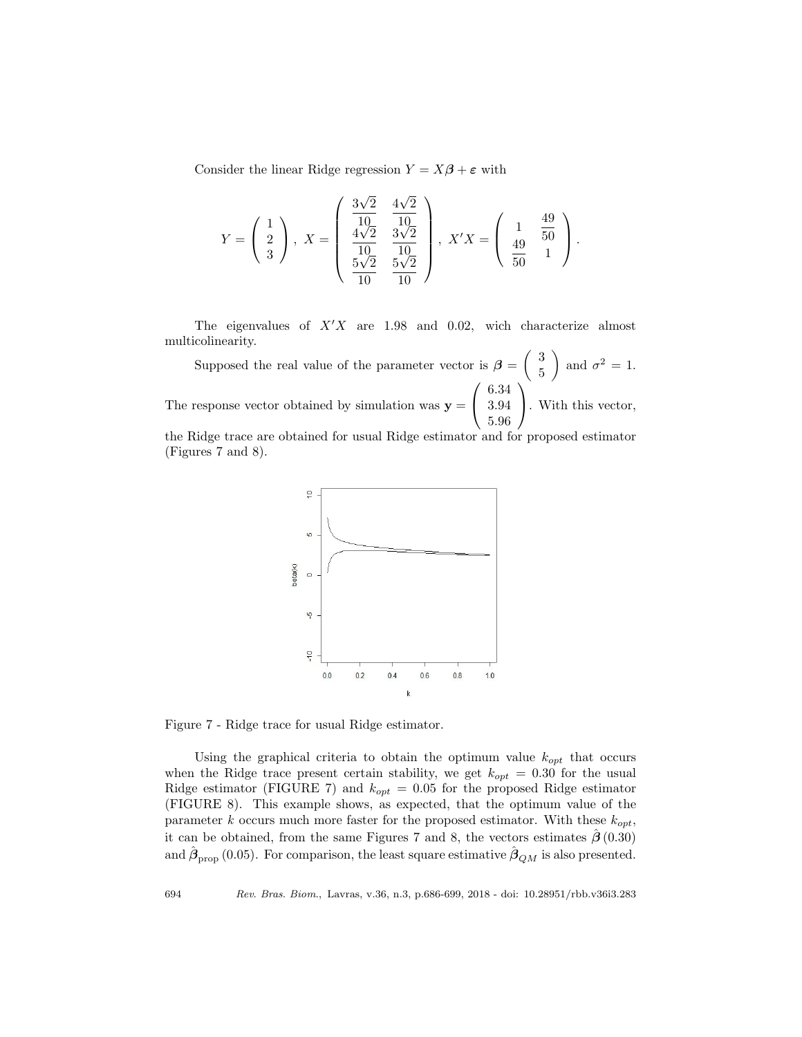Consider the linear Ridge regression $Y = X\boldsymbol{\beta} + \boldsymbol{\varepsilon}$ with

$$Y = \begin{pmatrix} 1 \\ 2 \\ 3 \end{pmatrix}, \; X = \begin{pmatrix} \frac{3\sqrt{2}}{10} & \frac{4\sqrt{2}}{10} \\ \frac{4\sqrt{2}}{10} & \frac{3\sqrt{2}}{10} \\ \frac{5\sqrt{2}}{10} & \frac{5\sqrt{2}}{10} \end{pmatrix}, \; X'X = \begin{pmatrix} 1 & \frac{49}{50} \\ \frac{49}{50} & 1 \end{pmatrix}.$$

The eigenvalues of $X'X$ are 1.98 and 0.02, wich characterize almost multicolinearity.

Supposed the real value of the parameter vector is $\boldsymbol{\beta} = \begin{pmatrix} 3 \\ 5 \end{pmatrix}$ and $\sigma^2 = 1$. The response vector obtained by simulation was $\mathbf{y} = \begin{pmatrix} 6.34 \\ 3.94 \\ 5.96 \end{pmatrix}$. With this vector, the Ridge trace are obtained for usual Ridge estimator and for proposed estimator (Figures 7 and 8).

Figure 7 - Ridge trace for usual Ridge estimator.

Using the graphical criteria to obtain the optimum value $k_{opt}$ that occurs when the Ridge trace present certain stability, we get $k_{opt} = 0.30$ for the usual Ridge estimator (FIGURE 7) and $k_{opt} = 0.05$ for the proposed Ridge estimator (FIGURE 8). This example shows, as expected, that the optimum value of the parameter $k$ occurs much more faster for the proposed estimator. With these $k_{opt}$, it can be obtained, from the same Figures 7 and 8, the vectors estimates $\hat{\boldsymbol{\beta}}(0.30)$ and $\hat{\boldsymbol{\beta}}_{\text{prop}}(0.05)$. For comparison, the least square estimative $\hat{\boldsymbol{\beta}}_{QM}$ is also presented.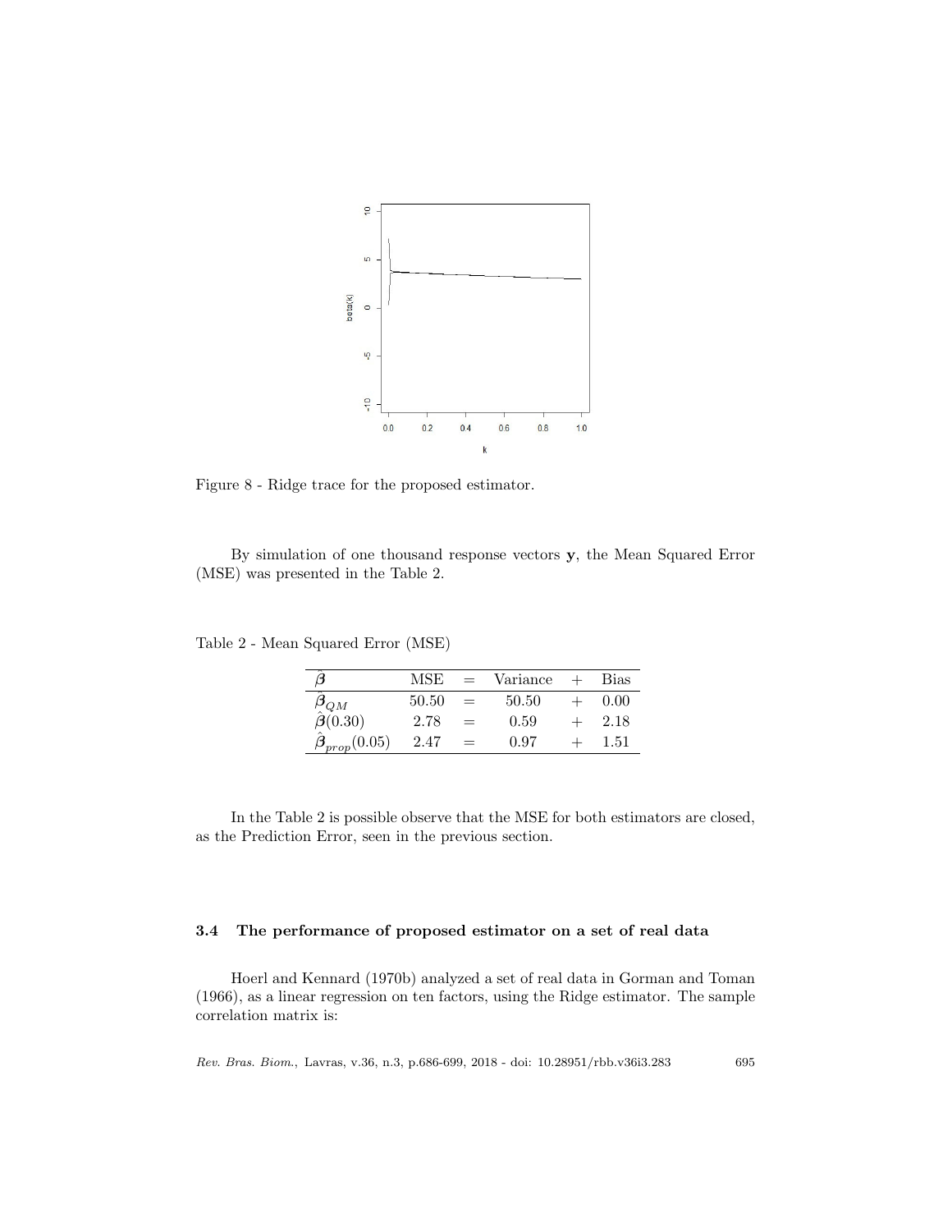Figure 8 - Ridge trace for the proposed estimator.

By simulation of one thousand response vectors $\mathbf{y}$, the Mean Squared Error (MSE) was presented in the Table 2.

Table 2 - Mean Squared Error (MSE)

| $\hat{\boldsymbol{\beta}}$ | MSE | = | Variance | + | Bias |
|---|---|---|---|---|---|
| $\hat{\boldsymbol{\beta}}_{QM}$ | 50.50 | = | 50.50 | + | 0.00 |
| $\hat{\boldsymbol{\beta}}(0.30)$ | 2.78 | = | 0.59 | + | 2.18 |
| $\hat{\boldsymbol{\beta}}_{prop}(0.05)$ | 2.47 | = | 0.97 | + | 1.51 |

In the Table 2 is possible observe that the MSE for both estimators are closed, as the Prediction Error, seen in the previous section.

### 3.4 The performance of proposed estimator on a set of real data

Hoerl and Kennard (1970b) analyzed a set of real data in Gorman and Toman (1966), as a linear regression on ten factors, using the Ridge estimator. The sample correlation matrix is: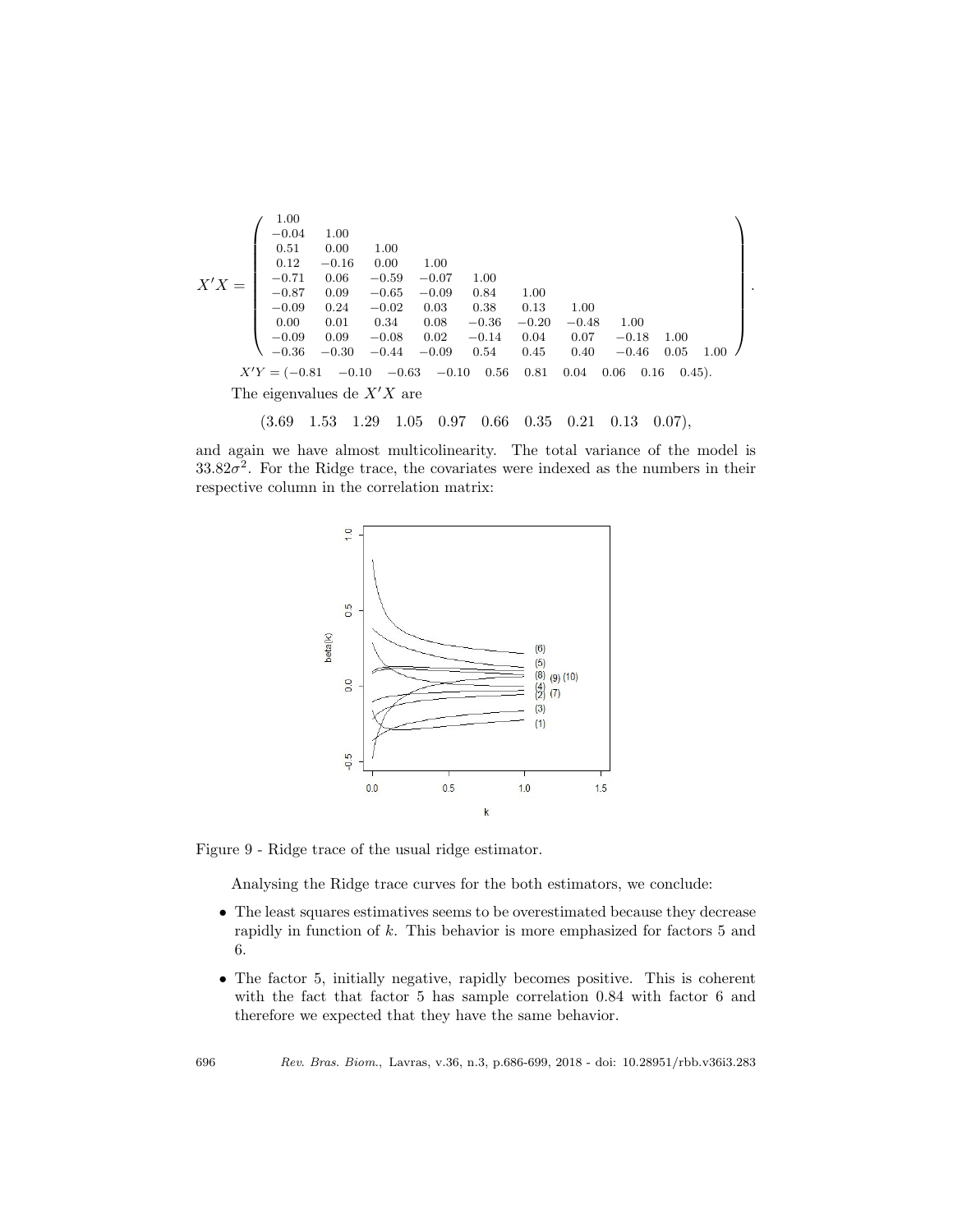$$X'X = \begin{pmatrix}
1.00 & & & & & & & & & \\
-0.04 & 1.00 & & & & & & & & \\
0.51 & 0.00 & 1.00 & & & & & & & \\
0.12 & -0.16 & 0.00 & 1.00 & & & & & & \\
-0.71 & 0.06 & -0.59 & -0.07 & 1.00 & & & & & \\
-0.87 & 0.09 & -0.65 & -0.09 & 0.84 & 1.00 & & & & \\
-0.09 & 0.24 & -0.02 & 0.03 & 0.38 & 0.13 & 1.00 & & & \\
0.00 & 0.01 & 0.34 & 0.08 & -0.36 & -0.20 & -0.48 & 1.00 & & \\
-0.09 & 0.09 & -0.08 & 0.02 & -0.14 & 0.04 & 0.07 & -0.18 & 1.00 & \\
-0.36 & -0.30 & -0.44 & -0.09 & 0.54 & 0.45 & 0.40 & -0.46 & 0.05 & 1.00
\end{pmatrix}.$$

$$X'Y = (-0.81 \quad -0.10 \quad -0.63 \quad -0.10 \quad 0.56 \quad 0.81 \quad 0.04 \quad 0.06 \quad 0.16 \quad 0.45).$$

The eigenvalues de $X'X$ are

$$(3.69 \quad 1.53 \quad 1.29 \quad 1.05 \quad 0.97 \quad 0.66 \quad 0.35 \quad 0.21 \quad 0.13 \quad 0.07),$$

and again we have almost multicolinearity. The total variance of the model is $33.82\sigma^2$. For the Ridge trace, the covariates were indexed as the numbers in their respective column in the correlation matrix:

Figure 9 - Ridge trace of the usual ridge estimator.

Analysing the Ridge trace curves for the both estimators, we conclude:

- The least squares estimatives seems to be overestimated because they decrease rapidly in function of $k$. This behavior is more emphasized for factors 5 and 6.
- The factor 5, initially negative, rapidly becomes positive. This is coherent with the fact that factor 5 has sample correlation 0.84 with factor 6 and therefore we expected that they have the same behavior.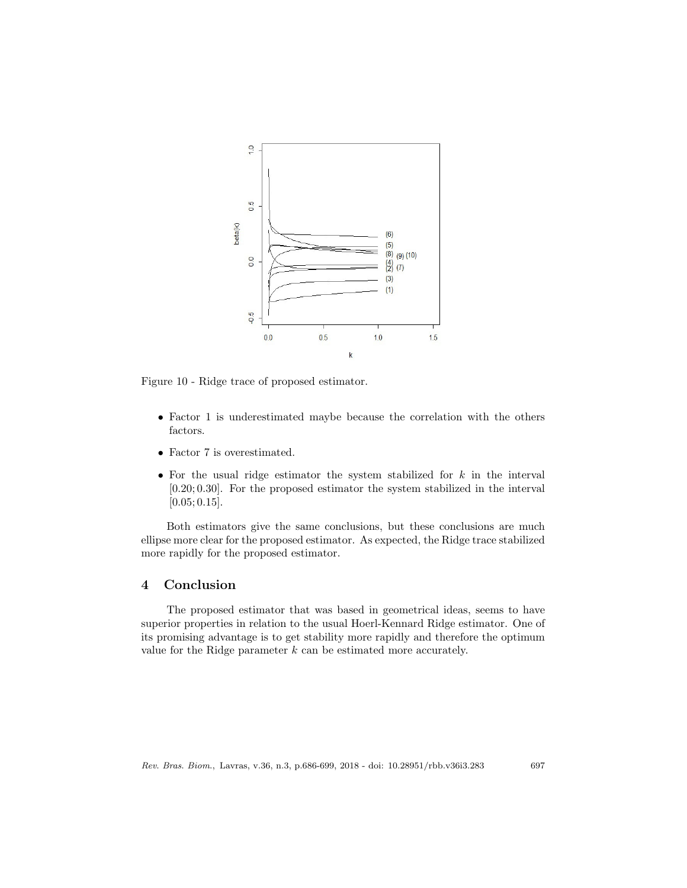Figure 10 - Ridge trace of proposed estimator.

- Factor 1 is underestimated maybe because the correlation with the others factors.
- Factor 7 is overestimated.
- For the usual ridge estimator the system stabilized for $k$ in the interval $[0.20; 0.30]$. For the proposed estimator the system stabilized in the interval $[0.05; 0.15]$.

Both estimators give the same conclusions, but these conclusions are much ellipse more clear for the proposed estimator. As expected, the Ridge trace stabilized more rapidly for the proposed estimator.

## 4 Conclusion

The proposed estimator that was based in geometrical ideas, seems to have superior properties in relation to the usual Hoerl-Kennard Ridge estimator. One of its promising advantage is to get stability more rapidly and therefore the optimum value for the Ridge parameter $k$ can be estimated more accurately.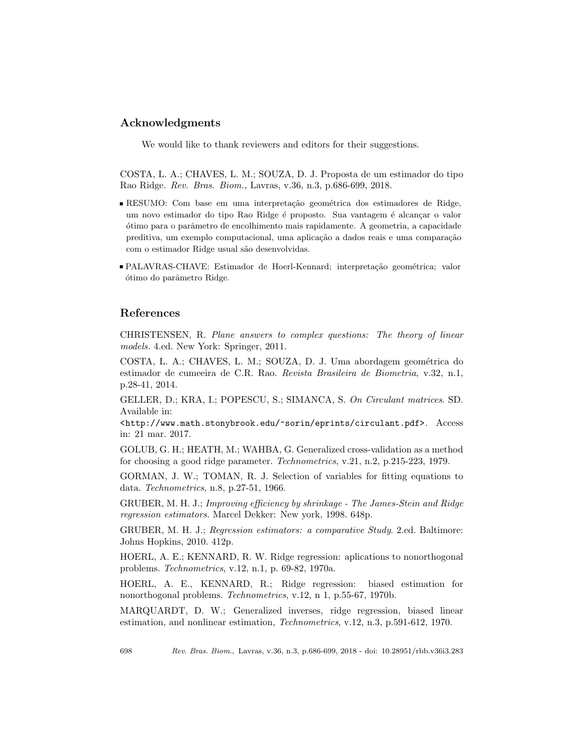## Acknowledgments

We would like to thank reviewers and editors for their suggestions.

COSTA, L. A.; CHAVES, L. M.; SOUZA, D. J. Proposta de um estimador do tipo Rao Ridge. *Rev. Bras. Biom.,* Lavras, v.36, n.3, p.686-699, 2018.

- RESUMO: Com base em uma interpretação geométrica dos estimadores de Ridge, um novo estimador do tipo Rao Ridge é proposto. Sua vantagem é alcançar o valor ótimo para o parâmetro de encolhimento mais rapidamente. A geometria, a capacidade preditiva, um exemplo computacional, uma aplicação a dados reais e uma comparação com o estimador Ridge usual são desenvolvidas.
- PALAVRAS-CHAVE: Estimador de Hoerl-Kennard; interpretação geométrica; valor ótimo do parâmetro Ridge.

## References

CHRISTENSEN, R. *Plane answers to complex questions: The theory of linear models.* 4.ed. New York: Springer, 2011.

COSTA, L. A.; CHAVES, L. M.; SOUZA, D. J. Uma abordagem geométrica do estimador de cumeeira de C.R. Rao. *Revista Brasileira de Biometria*, v.32, n.1, p.28-41, 2014.

GELLER, D.; KRA, I.; POPESCU, S.; SIMANCA, S. *On Circulant matrices.* SD. Available in: `<http://www.math.stonybrook.edu/~sorin/eprints/circulant.pdf>`. Access in: 21 mar. 2017.

GOLUB, G. H.; HEATH, M.; WAHBA, G. Generalized cross-validation as a method for choosing a good ridge parameter. *Technometrics*, v.21, n.2, p.215-223, 1979.

GORMAN, J. W.; TOMAN, R. J. Selection of variables for fitting equations to data. *Technometrics*, n.8, p.27-51, 1966.

GRUBER, M. H. J.; *Improving efficiency by shrinkage - The James-Stein and Ridge regression estimators.* Marcel Dekker: New york, 1998. 648p.

GRUBER, M. H. J.; *Regression estimators: a comparative Study.* 2.ed. Baltimore: Johns Hopkins, 2010. 412p.

HOERL, A. E.; KENNARD, R. W. Ridge regression: aplications to nonorthogonal problems. *Technometrics*, v.12, n.1, p. 69-82, 1970a.

HOERL, A. E., KENNARD, R.; Ridge regression: biased estimation for nonorthogonal problems. *Technometrics*, v.12, n 1, p.55-67, 1970b.

MARQUARDT, D. W.; Generalized inverses, ridge regression, biased linear estimation, and nonlinear estimation, *Technometrics*, v.12, n.3, p.591-612, 1970.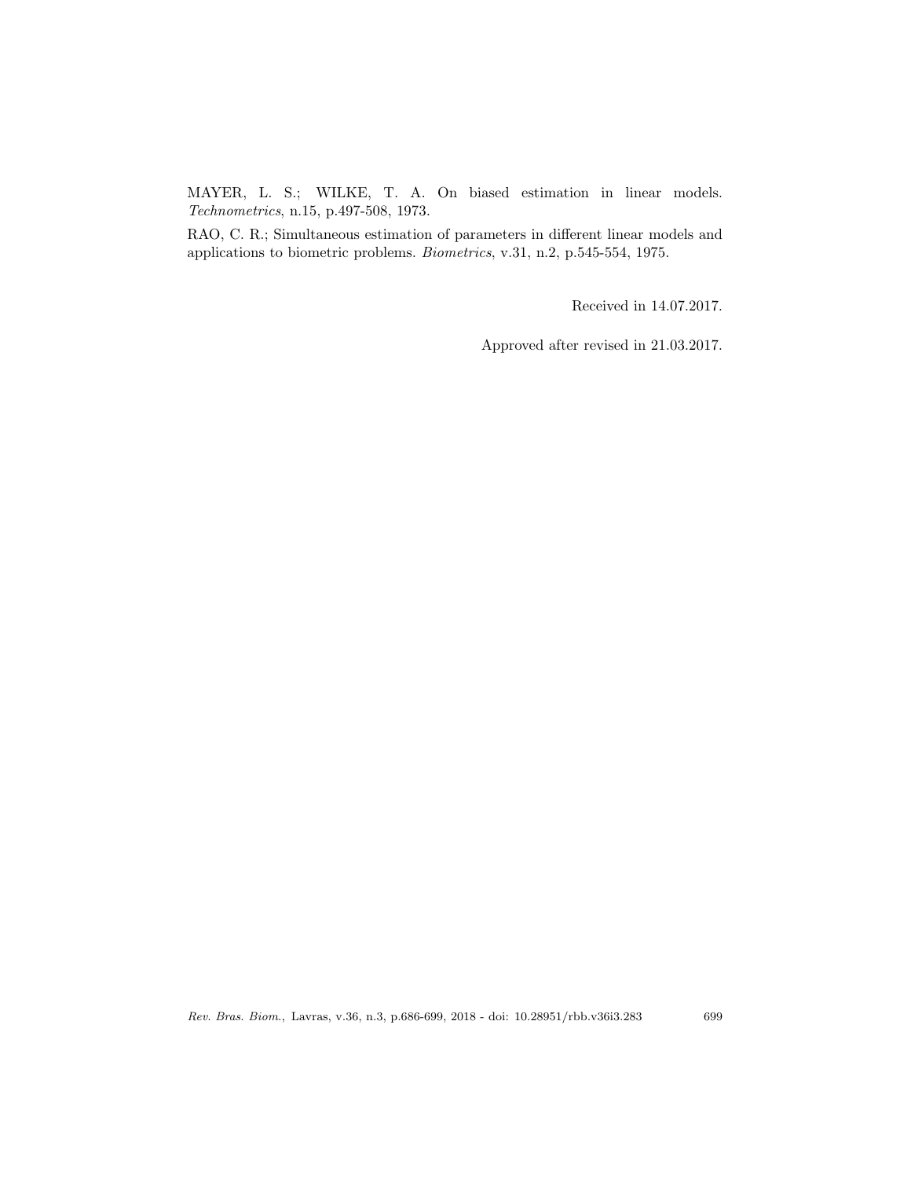MAYER, L. S.; WILKE, T. A. On biased estimation in linear models. *Technometrics*, n.15, p.497-508, 1973.

RAO, C. R.; Simultaneous estimation of parameters in different linear models and applications to biometric problems. *Biometrics*, v.31, n.2, p.545-554, 1975.

Received in 14.07.2017.

Approved after revised in 21.03.2017.